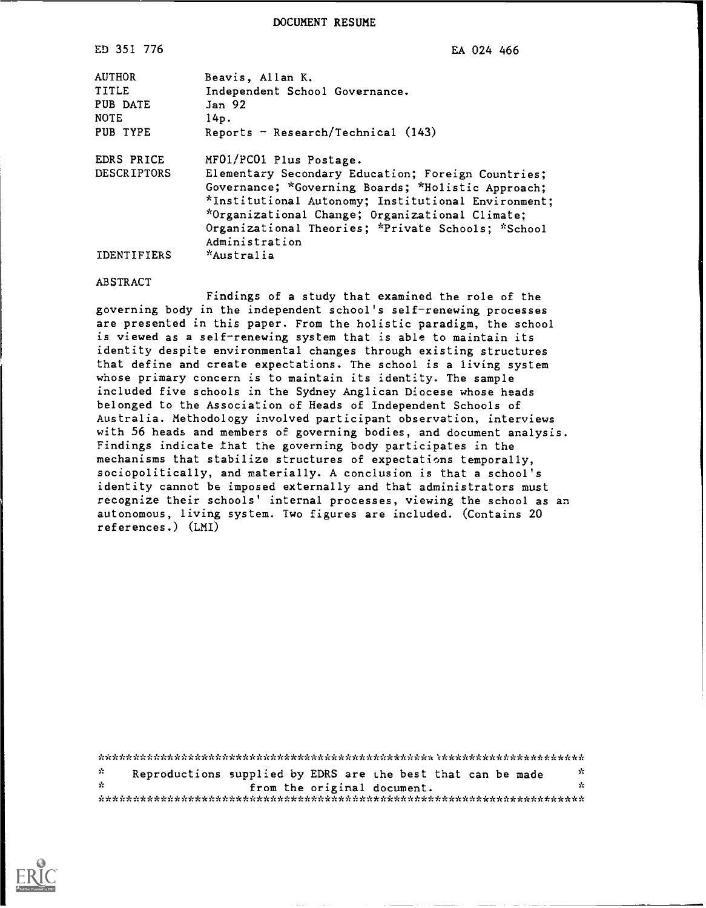DOCUMENT RESUME

| | | |
|---|---|---|
| ED 351 776 | | EA 024 466 |
| AUTHOR | Beavis, Allan K. | |
| TITLE | Independent School Governance. | |
| PUB DATE | Jan 92 | |
| NOTE | 14p. | |
| PUB TYPE | Reports - Research/Technical (143) | |
| EDRS PRICE | MF01/PC01 Plus Postage. | |
| DESCRIPTORS | Elementary Secondary Education; Foreign Countries; Governance; *Governing Boards; *Holistic Approach; *Institutional Autonomy; Institutional Environment; *Organizational Change; Organizational Climate; Organizational Theories; *Private Schools; *School Administration | |
| IDENTIFIERS | *Australia | |

ABSTRACT

Findings of a study that examined the role of the governing body in the independent school's self-renewing processes are presented in this paper. From the holistic paradigm, the school is viewed as a self-renewing system that is able to maintain its identity despite environmental changes through existing structures that define and create expectations. The school is a living system whose primary concern is to maintain its identity. The sample included five schools in the Sydney Anglican Diocese whose heads belonged to the Association of Heads of Independent Schools of Australia. Methodology involved participant observation, interviews with 56 heads and members of governing bodies, and document analysis. Findings indicate that the governing body participates in the mechanisms that stabilize structures of expectations temporally, sociopolitically, and materially. A conclusion is that a school's identity cannot be imposed externally and that administrators must recognize their schools' internal processes, viewing the school as an autonomous, living system. Two figures are included. (Contains 20 references.) (LMI)

***********************************************************************
* Reproductions supplied by EDRS are the best that can be made *
* from the original document. *
***********************************************************************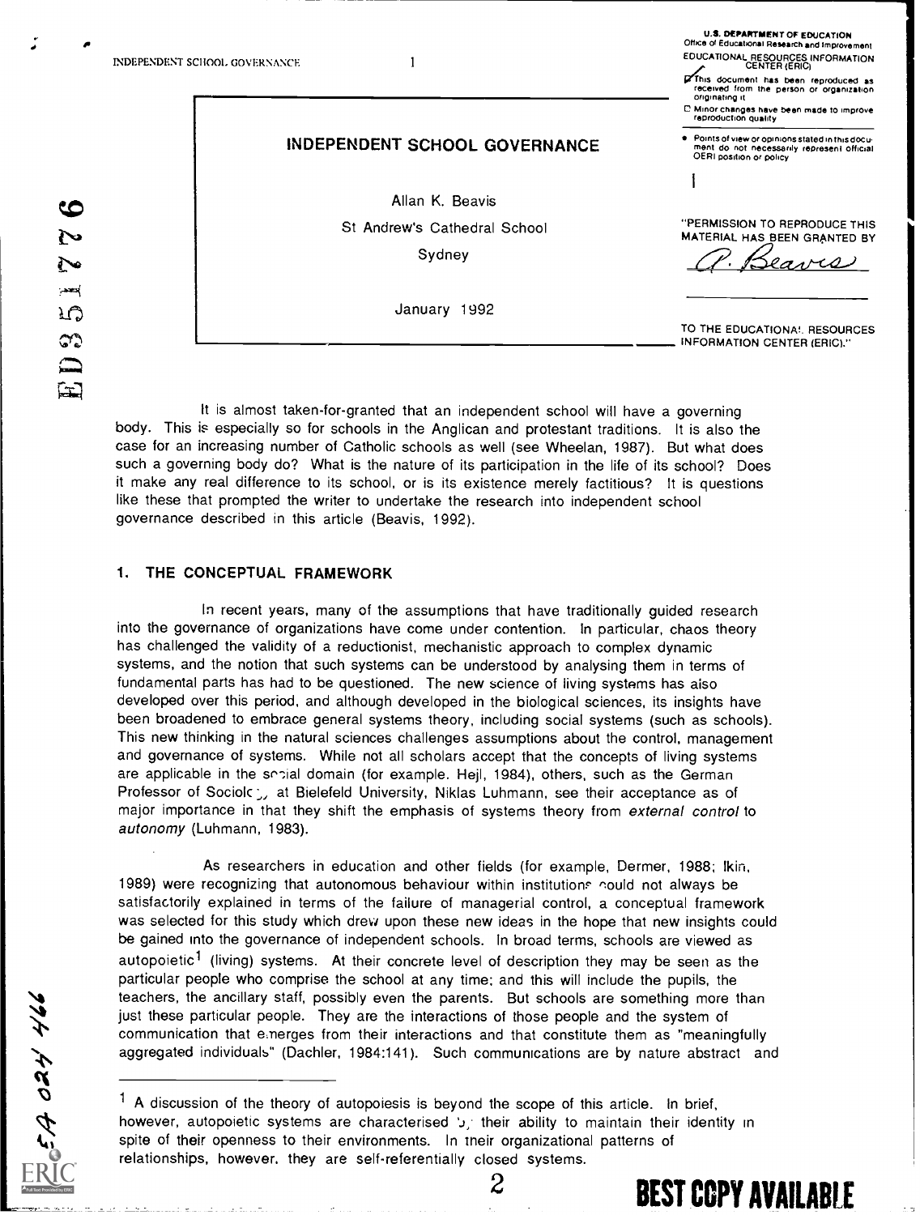# INDEPENDENT SCHOOL GOVERNANCE

Allan K. Beavis

St Andrew's Cathedral School

Sydney

January 1992

It is almost taken-for-granted that an independent school will have a governing body. This is especially so for schools in the Anglican and protestant traditions. It is also the case for an increasing number of Catholic schools as well (see Wheelan, 1987). But what does such a governing body do? What is the nature of its participation in the life of its school? Does it make any real difference to its school, or is its existence merely factitious? It is questions like these that prompted the writer to undertake the research into independent school governance described in this article (Beavis, 1992).

## 1. THE CONCEPTUAL FRAMEWORK

In recent years, many of the assumptions that have traditionally guided research into the governance of organizations have come under contention. In particular, chaos theory has challenged the validity of a reductionist, mechanistic approach to complex dynamic systems, and the notion that such systems can be understood by analysing them in terms of fundamental parts has had to be questioned. The new science of living systems has also developed over this period, and although developed in the biological sciences, its insights have been broadened to embrace general systems theory, including social systems (such as schools). This new thinking in the natural sciences challenges assumptions about the control, management and governance of systems. While not all scholars accept that the concepts of living systems are applicable in the social domain (for example. Hejl, 1984), others, such as the German Professor of Sociology at Bielefeld University, Niklas Luhmann, see their acceptance as of major importance in that they shift the emphasis of systems theory from *external control* to *autonomy* (Luhmann, 1983).

As researchers in education and other fields (for example, Dermer, 1988; Ikin, 1989) were recognizing that autonomous behaviour within institutions could not always be satisfactorily explained in terms of the failure of managerial control, a conceptual framework was selected for this study which drew upon these new ideas in the hope that new insights could be gained into the governance of independent schools. In broad terms, schools are viewed as autopoietic[1] (living) systems. At their concrete level of description they may be seen as the particular people who comprise the school at any time; and this will include the pupils, the teachers, the ancillary staff, possibly even the parents. But schools are something more than just these particular people. They are the interactions of those people and the system of communication that emerges from their interactions and that constitute them as "meaningfully aggregated individuals" (Dachler, 1984:141). Such communications are by nature abstract and

---

[1] A discussion of the theory of autopoiesis is beyond the scope of this article. In brief, however, autopoietic systems are characterised by their ability to maintain their identity in spite of their openness to their environments. In their organizational patterns of relationships, however, they are self-referentially closed systems.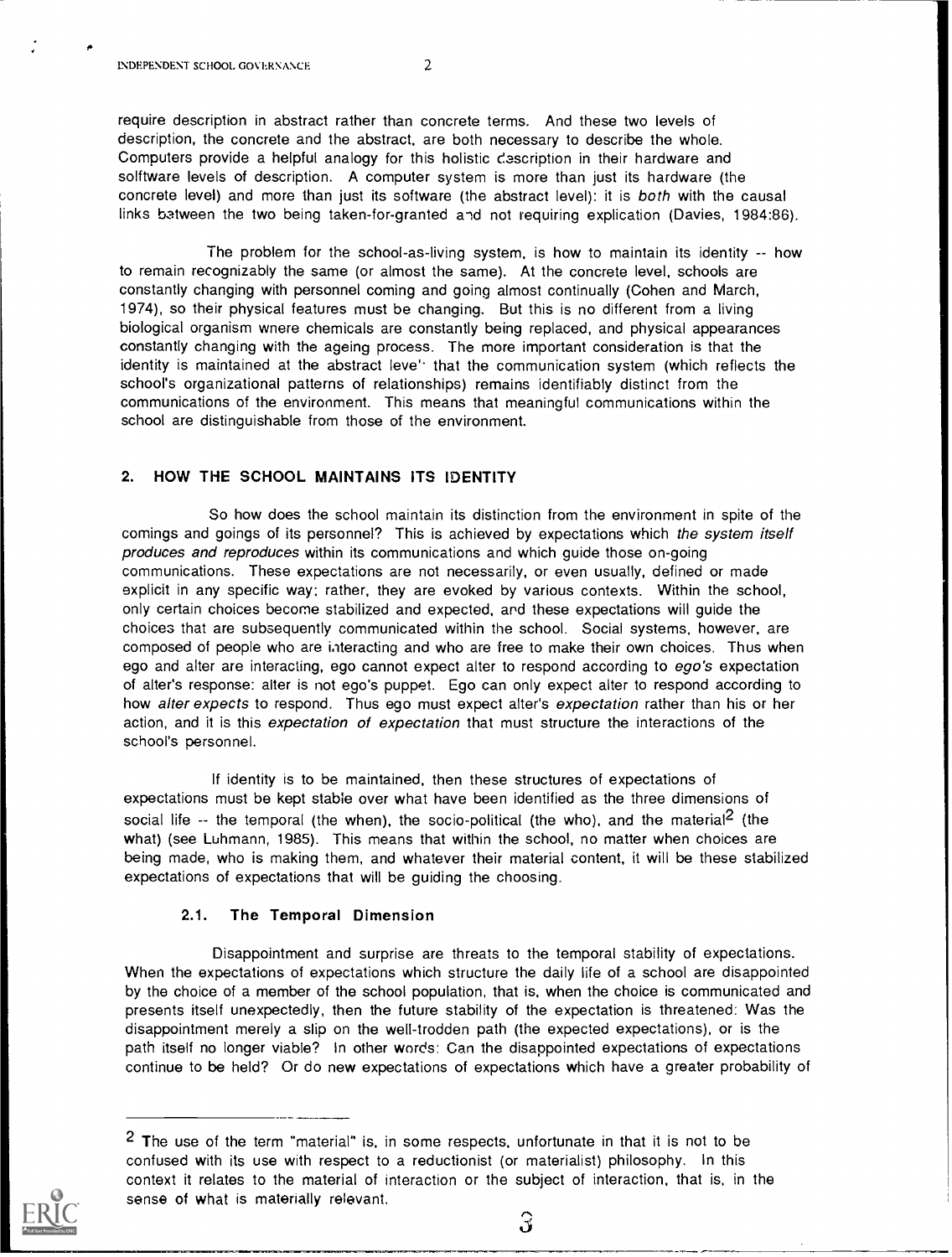require description in abstract rather than concrete terms. And these two levels of description, the concrete and the abstract, are both necessary to describe the whole. Computers provide a helpful analogy for this holistic description in their hardware and solftware levels of description. A computer system is more than just its hardware (the concrete level) and more than just its software (the abstract level): it is *both* with the causal links between the two being taken-for-granted and not requiring explication (Davies, 1984:86).

The problem for the school-as-living system, is how to maintain its identity -- how to remain recognizably the same (or almost the same). At the concrete level, schools are constantly changing with personnel coming and going almost continually (Cohen and March, 1974), so their physical features must be changing. But this is no different from a living biological organism wnere chemicals are constantly being replaced, and physical appearances constantly changing with the ageing process. The more important consideration is that the identity is maintained at the abstract leve'· that the communication system (which reflects the school's organizational patterns of relationships) remains identifiably distinct from the communications of the environment. This means that meaningful communications within the school are distinguishable from those of the environment.

## 2. HOW THE SCHOOL MAINTAINS ITS IDENTITY

So how does the school maintain its distinction from the environment in spite of the comings and goings of its personnel? This is achieved by expectations which *the system itself produces and reproduces* within its communications and which guide those on-going communications. These expectations are not necessarily, or even usually, defined or made explicit in any specific way; rather, they are evoked by various contexts. Within the school, only certain choices become stabilized and expected, and these expectations will guide the choices that are subsequently communicated within the school. Social systems, however, are composed of people who are interacting and who are free to make their own choices. Thus when ego and alter are interacting, ego cannot expect alter to respond according to *ego's* expectation of alter's response: alter is not ego's puppet. Ego can only expect alter to respond according to how *alter expects* to respond. Thus ego must expect alter's *expectation* rather than his or her action, and it is this *expectation of expectation* that must structure the interactions of the school's personnel.

If identity is to be maintained, then these structures of expectations of expectations must be kept stable over what have been identified as the three dimensions of social life -- the temporal (the when), the socio-political (the who), and the material[2] (the what) (see Luhmann, 1985). This means that within the school, no matter when choices are being made, who is making them, and whatever their material content, it will be these stabilized expectations of expectations that will be guiding the choosing.

### 2.1. The Temporal Dimension

Disappointment and surprise are threats to the temporal stability of expectations. When the expectations of expectations which structure the daily life of a school are disappointed by the choice of a member of the school population, that is, when the choice is communicated and presents itself unexpectedly, then the future stability of the expectation is threatened: Was the disappointment merely a slip on the well-trodden path (the expected expectations), or is the path itself no longer viable? In other words: Can the disappointed expectations of expectations continue to be held? Or do new expectations of expectations which have a greater probability of

---

[2] The use of the term "material" is, in some respects, unfortunate in that it is not to be confused with its use with respect to a reductionist (or materialist) philosophy. In this context it relates to the material of interaction or the subject of interaction, that is, in the sense of what is materially relevant.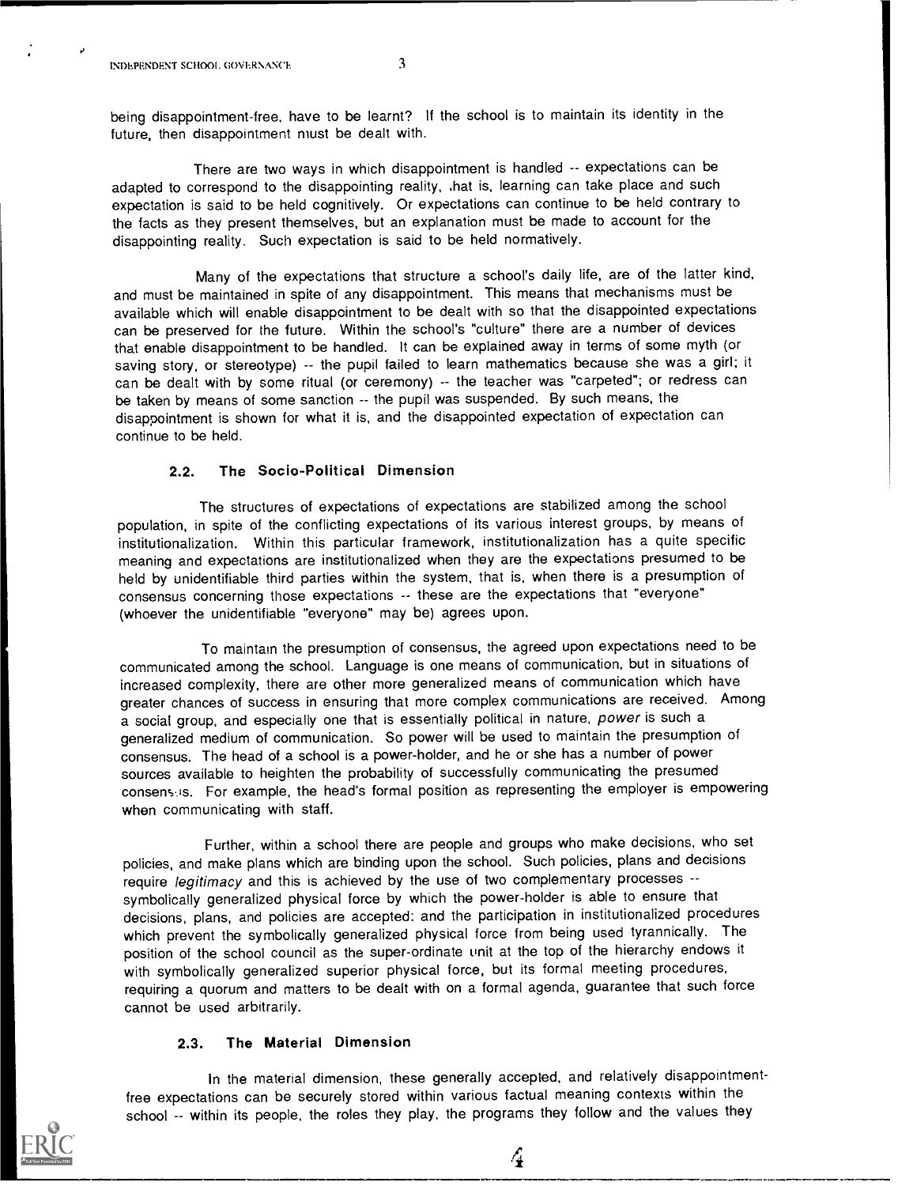being disappointment-free, have to be learnt? If the school is to maintain its identity in the future, then disappointment must be dealt with.

There are two ways in which disappointment is handled -- expectations can be adapted to correspond to the disappointing reality, that is, learning can take place and such expectation is said to be held cognitively. Or expectations can continue to be held contrary to the facts as they present themselves, but an explanation must be made to account for the disappointing reality. Such expectation is said to be held normatively.

Many of the expectations that structure a school's daily life, are of the latter kind, and must be maintained in spite of any disappointment. This means that mechanisms must be available which will enable disappointment to be dealt with so that the disappointed expectations can be preserved for the future. Within the school's "culture" there are a number of devices that enable disappointment to be handled. It can be explained away in terms of some myth (or saving story, or stereotype) -- the pupil failed to learn mathematics because she was a girl; it can be dealt with by some ritual (or ceremony) -- the teacher was "carpeted"; or redress can be taken by means of some sanction -- the pupil was suspended. By such means, the disappointment is shown for what it is, and the disappointed expectation of expectation can continue to be held.

### 2.2. The Socio-Political Dimension

The structures of expectations of expectations are stabilized among the school population, in spite of the conflicting expectations of its various interest groups, by means of institutionalization. Within this particular framework, institutionalization has a quite specific meaning and expectations are institutionalized when they are the expectations presumed to be held by unidentifiable third parties within the system, that is, when there is a presumption of consensus concerning those expectations -- these are the expectations that "everyone" (whoever the unidentifiable "everyone" may be) agrees upon.

To maintain the presumption of consensus, the agreed upon expectations need to be communicated among the school. Language is one means of communication, but in situations of increased complexity, there are other more generalized means of communication which have greater chances of success in ensuring that more complex communications are received. Among a social group, and especially one that is essentially political in nature, *power* is such a generalized medium of communication. So power will be used to maintain the presumption of consensus. The head of a school is a power-holder, and he or she has a number of power sources available to heighten the probability of successfully communicating the presumed consensus. For example, the head's formal position as representing the employer is empowering when communicating with staff.

Further, within a school there are people and groups who make decisions, who set policies, and make plans which are binding upon the school. Such policies, plans and decisions require *legitimacy* and this is achieved by the use of two complementary processes -- symbolically generalized physical force by which the power-holder is able to ensure that decisions, plans, and policies are accepted: and the participation in institutionalized procedures which prevent the symbolically generalized physical force from being used tyrannically. The position of the school council as the super-ordinate unit at the top of the hierarchy endows it with symbolically generalized superior physical force, but its formal meeting procedures, requiring a quorum and matters to be dealt with on a formal agenda, guarantee that such force cannot be used arbitrarily.

### 2.3. The Material Dimension

In the material dimension, these generally accepted, and relatively disappointment-free expectations can be securely stored within various factual meaning contexts within the school -- within its people, the roles they play, the programs they follow and the values they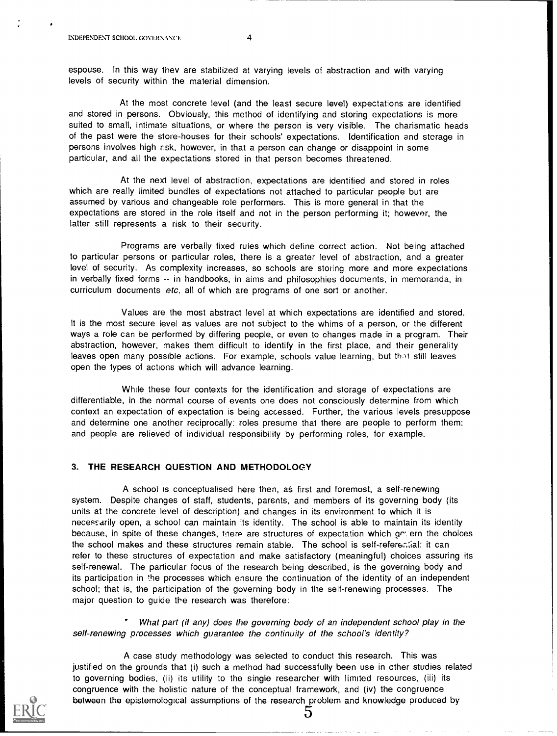espouse. In this way thev are stabilized at varying levels of abstraction and with varying levels of security within the material dimension.

At the most concrete level (and the least secure level) expectations are identified and stored in persons. Obviously, this method of identifying and storing expectations is more suited to small, intimate situations, or where the person is very visible. The charismatic heads of the past were the store-houses for their schools' expectations. Identification and storage in persons involves high risk, however, in that a person can change or disappoint in some particular, and all the expectations stored in that person becomes threatened.

At the next level of abstraction, expectations are identified and stored in roles which are really limited bundles of expectations not attached to particular people but are assumed by various and changeable role performers. This is more general in that the expectations are stored in the role itself and not in the person performing it; however, the latter still represents a risk to their security.

Programs are verbally fixed rules which define correct action. Not being attached to particular persons or particular roles, there is a greater level of abstraction, and a greater level of security. As complexity increases, so schools are storing more and more expectations in verbally fixed forms -- in handbooks, in aims and philosophies documents, in memoranda, in curriculum documents *etc*, all of which are programs of one sort or another.

Values are the most abstract level at which expectations are identified and stored. It is the most secure level as values are not subject to the whims of a person, or the different ways a role can be performed by differing people, or even to changes made in a program. Their abstraction, however, makes them difficult to identify in the first place, and their generality leaves open many possible actions. For example, schools value learning, but that still leaves open the types of actions which will advance learning.

While these four contexts for the identification and storage of expectations are differentiable, in the normal course of events one does not consciously determine from which context an expectation of expectation is being accessed. Further, the various levels presuppose and determine one another reciprocally: roles presume that there are people to perform them; and people are relieved of individual responsibility by performing roles, for example.

## 3. THE RESEARCH QUESTION AND METHODOLOGY

A school is conceptualised here then, as first and foremost, a self-renewing system. Despite changes of staff, students, parents, and members of its governing body (its units at the concrete level of description) and changes in its environment to which it is necessarily open, a school can maintain its identity. The school is able to maintain its identity because, in spite of these changes, there are structures of expectation which govern the choices the school makes and these structures remain stable. The school is self-referential: it can refer to these structures of expectation and make satisfactory (meaningful) choices assuring its self-renewal. The particular focus of the research being described, is the governing body and its participation in the processes which ensure the continuation of the identity of an independent school; that is, the participation of the governing body in the self-renewing processes. The major question to guide the research was therefore:

* *What part (if any) does the governing body of an independent school play in the self-renewing processes which guarantee the continuity of the school's identity?*

A case study methodology was selected to conduct this research. This was justified on the grounds that (i) such a method had successfully been use in other studies related to governing bodies, (ii) its utility to the single researcher with limited resources, (iii) its congruence with the holistic nature of the conceptual framework, and (iv) the congruence between the epistemological assumptions of the research problem and knowledge produced by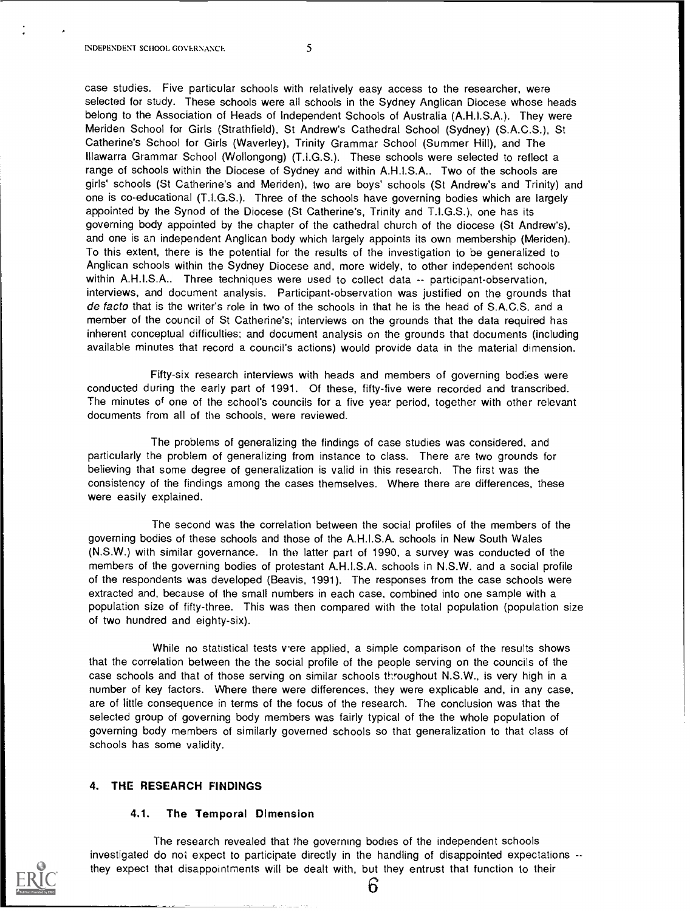case studies. Five particular schools with relatively easy access to the researcher, were selected for study. These schools were all schools in the Sydney Anglican Diocese whose heads belong to the Association of Heads of Independent Schools of Australia (A.H.I.S.A.). They were Meriden School for Girls (Strathfield), St Andrew's Cathedral School (Sydney) (S.A.C.S.), St Catherine's School for Girls (Waverley), Trinity Grammar School (Summer Hill), and The Illawarra Grammar School (Wollongong) (T.I.G.S.). These schools were selected to reflect a range of schools within the Diocese of Sydney and within A.H.I.S.A.. Two of the schools are girls' schools (St Catherine's and Meriden), two are boys' schools (St Andrew's and Trinity) and one is co-educational (T.I.G.S.). Three of the schools have governing bodies which are largely appointed by the Synod of the Diocese (St Catherine's, Trinity and T.I.G.S.), one has its governing body appointed by the chapter of the cathedral church of the diocese (St Andrew's), and one is an independent Anglican body which largely appoints its own membership (Meriden). To this extent, there is the potential for the results of the investigation to be generalized to Anglican schools within the Sydney Diocese and, more widely, to other independent schools within A.H.I.S.A.. Three techniques were used to collect data -- participant-observation, interviews, and document analysis. Participant-observation was justified on the grounds that *de facto* that is the writer's role in two of the schools in that he is the head of S.A.C.S. and a member of the council of St Catherine's; interviews on the grounds that the data required has inherent conceptual difficulties; and document analysis on the grounds that documents (including available minutes that record a council's actions) would provide data in the material dimension.

Fifty-six research interviews with heads and members of governing bodies were conducted during the early part of 1991. Of these, fifty-five were recorded and transcribed. The minutes of one of the school's councils for a five year period, together with other relevant documents from all of the schools, were reviewed.

The problems of generalizing the findings of case studies was considered, and particularly the problem of generalizing from instance to class. There are two grounds for believing that some degree of generalization is valid in this research. The first was the consistency of the findings among the cases themselves. Where there are differences, these were easily explained.

The second was the correlation between the social profiles of the members of the governing bodies of these schools and those of the A.H.I.S.A. schools in New South Wales (N.S.W.) with similar governance. In the latter part of 1990, a survey was conducted of the members of the governing bodies of protestant A.H.I.S.A. schools in N.S.W. and a social profile of the respondents was developed (Beavis, 1991). The responses from the case schools were extracted and, because of the small numbers in each case, combined into one sample with a population size of fifty-three. This was then compared with the total population (population size of two hundred and eighty-six).

While no statistical tests were applied, a simple comparison of the results shows that the correlation between the the social profile of the people serving on the councils of the case schools and that of those serving on similar schools throughout N.S.W., is very high in a number of key factors. Where there were differences, they were explicable and, in any case, are of little consequence in terms of the focus of the research. The conclusion was that the selected group of governing body members was fairly typical of the the whole population of governing body members of similarly governed schools so that generalization to that class of schools has some validity.

## 4. THE RESEARCH FINDINGS

### 4.1. The Temporal Dimension

The research revealed that the governing bodies of the independent schools investigated do not expect to participate directly in the handling of disappointed expectations -- they expect that disappointments will be dealt with, but they entrust that function to their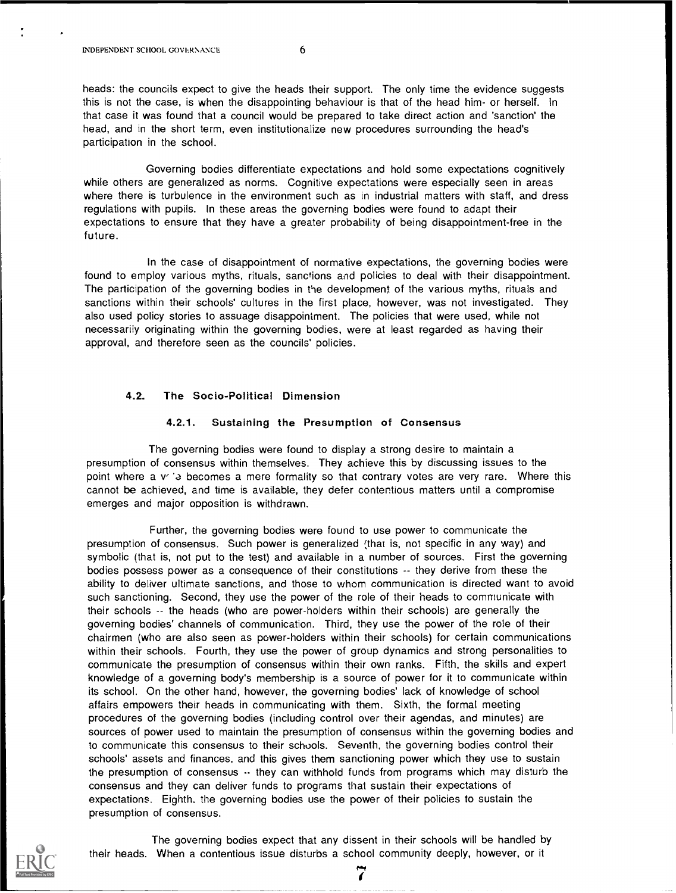heads: the councils expect to give the heads their support. The only time the evidence suggests this is not the case, is when the disappointing behaviour is that of the head him- or herself. In that case it was found that a council would be prepared to take direct action and 'sanction' the head, and in the short term, even institutionalize new procedures surrounding the head's participation in the school.

Governing bodies differentiate expectations and hold some expectations cognitively while others are generalized as norms. Cognitive expectations were especially seen in areas where there is turbulence in the environment such as in industrial matters with staff, and dress regulations with pupils. In these areas the governing bodies were found to adapt their expectations to ensure that they have a greater probability of being disappointment-free in the future.

In the case of disappointment of normative expectations, the governing bodies were found to employ various myths, rituals, sanctions and policies to deal with their disappointment. The participation of the governing bodies in the development of the various myths, rituals and sanctions within their schools' cultures in the first place, however, was not investigated. They also used policy stories to assuage disappointment. The policies that were used, while not necessarily originating within the governing bodies, were at least regarded as having their approval, and therefore seen as the councils' policies.

## 4.2. The Socio-Political Dimension

### 4.2.1. Sustaining the Presumption of Consensus

The governing bodies were found to display a strong desire to maintain a presumption of consensus within themselves. They achieve this by discussing issues to the point where a vote becomes a mere formality so that contrary votes are very rare. Where this cannot be achieved, and time is available, they defer contentious matters until a compromise emerges and major opposition is withdrawn.

Further, the governing bodies were found to use power to communicate the presumption of consensus. Such power is generalized (that is, not specific in any way) and symbolic (that is, not put to the test) and available in a number of sources. First the governing bodies possess power as a consequence of their constitutions -- they derive from these the ability to deliver ultimate sanctions, and those to whom communication is directed want to avoid such sanctioning. Second, they use the power of the role of their heads to communicate with their schools -- the heads (who are power-holders within their schools) are generally the governing bodies' channels of communication. Third, they use the power of the role of their chairmen (who are also seen as power-holders within their schools) for certain communications within their schools. Fourth, they use the power of group dynamics and strong personalities to communicate the presumption of consensus within their own ranks. Fifth, the skills and expert knowledge of a governing body's membership is a source of power for it to communicate within its school. On the other hand, however, the governing bodies' lack of knowledge of school affairs empowers their heads in communicating with them. Sixth, the formal meeting procedures of the governing bodies (including control over their agendas, and minutes) are sources of power used to maintain the presumption of consensus within the governing bodies and to communicate this consensus to their schools. Seventh, the governing bodies control their schools' assets and finances, and this gives them sanctioning power which they use to sustain the presumption of consensus -- they can withhold funds from programs which may disturb the consensus and they can deliver funds to programs that sustain their expectations of expectations. Eighth, the governing bodies use the power of their policies to sustain the presumption of consensus.

The governing bodies expect that any dissent in their schools will be handled by their heads. When a contentious issue disturbs a school community deeply, however, or it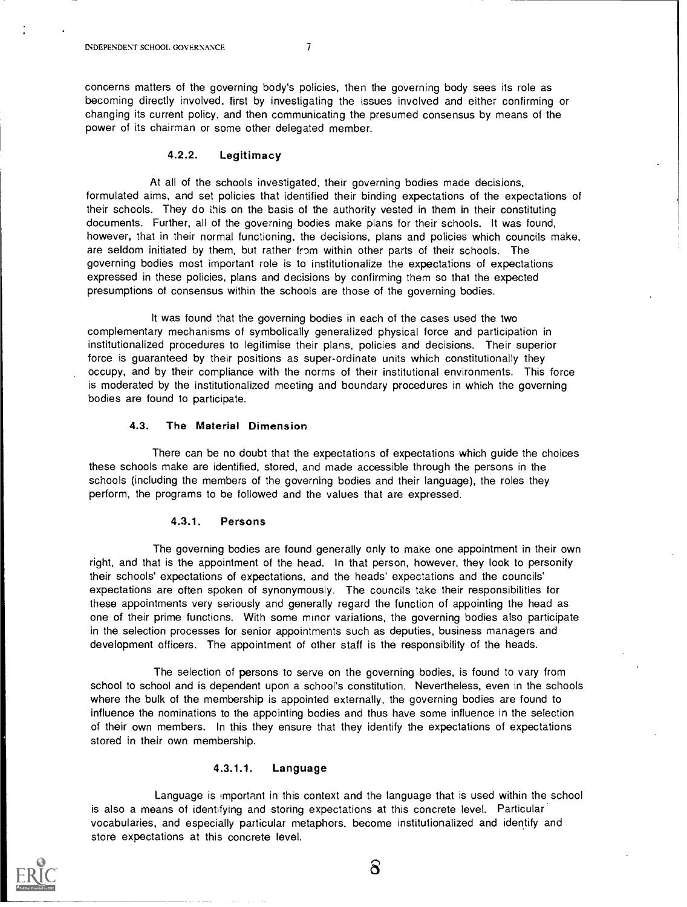concerns matters of the governing body's policies, then the governing body sees its role as becoming directly involved, first by investigating the issues involved and either confirming or changing its current policy, and then communicating the presumed consensus by means of the power of its chairman or some other delegated member.

#### 4.2.2. Legitimacy

At all of the schools investigated, their governing bodies made decisions, formulated aims, and set policies that identified their binding expectations of the expectations of their schools. They do this on the basis of the authority vested in them in their constituting documents. Further, all of the governing bodies make plans for their schools. It was found, however, that in their normal functioning, the decisions, plans and policies which councils make, are seldom initiated by them, but rather from within other parts of their schools. The governing bodies most important role is to institutionalize the expectations of expectations expressed in these policies, plans and decisions by confirming them so that the expected presumptions of consensus within the schools are those of the governing bodies.

It was found that the governing bodies in each of the cases used the two complementary mechanisms of symbolically generalized physical force and participation in institutionalized procedures to legitimise their plans, policies and decisions. Their superior force is guaranteed by their positions as super-ordinate units which constitutionally they occupy, and by their compliance with the norms of their institutional environments. This force is moderated by the institutionalized meeting and boundary procedures in which the governing bodies are found to participate.

### 4.3. The Material Dimension

There can be no doubt that the expectations of expectations which guide the choices these schools make are identified, stored, and made accessible through the persons in the schools (including the members of the governing bodies and their language), the roles they perform, the programs to be followed and the values that are expressed.

#### 4.3.1. Persons

The governing bodies are found generally only to make one appointment in their own right, and that is the appointment of the head. In that person, however, they look to personify their schools' expectations of expectations, and the heads' expectations and the councils' expectations are often spoken of synonymously. The councils take their responsibilities for these appointments very seriously and generally regard the function of appointing the head as one of their prime functions. With some minor variations, the governing bodies also participate in the selection processes for senior appointments such as deputies, business managers and development officers. The appointment of other staff is the responsibility of the heads.

The selection of persons to serve on the governing bodies, is found to vary from school to school and is dependent upon a school's constitution. Nevertheless, even in the schools where the bulk of the membership is appointed externally, the governing bodies are found to influence the nominations to the appointing bodies and thus have some influence in the selection of their own members. In this they ensure that they identify the expectations of expectations stored in their own membership.

##### 4.3.1.1. Language

Language is important in this context and the language that is used within the school is also a means of identifying and storing expectations at this concrete level. Particular vocabularies, and especially particular metaphors, become institutionalized and identify and store expectations at this concrete level.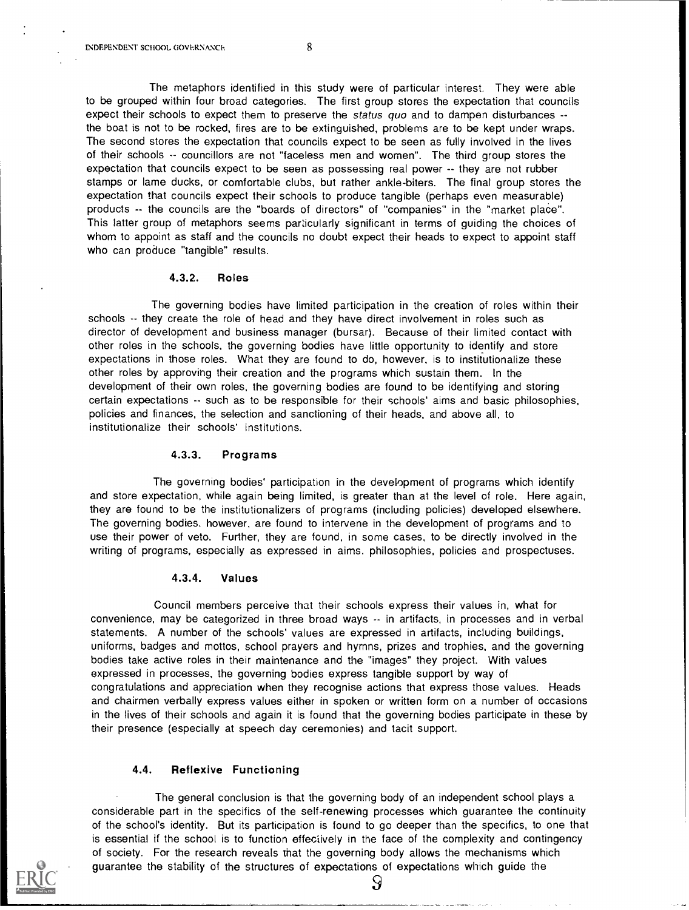The metaphors identified in this study were of particular interest. They were able to be grouped within four broad categories. The first group stores the expectation that councils expect their schools to expect them to preserve the *status quo* and to dampen disturbances -- the boat is not to be rocked, fires are to be extinguished, problems are to be kept under wraps. The second stores the expectation that councils expect to be seen as fully involved in the lives of their schools -- councillors are not "faceless men and women". The third group stores the expectation that councils expect to be seen as possessing real power -- they are not rubber stamps or lame ducks, or comfortable clubs, but rather ankle-biters. The final group stores the expectation that councils expect their schools to produce tangible (perhaps even measurable) products -- the councils are the "boards of directors" of "companies" in the "market place". This latter group of metaphors seems particularly significant in terms of guiding the choices of whom to appoint as staff and the councils no doubt expect their heads to expect to appoint staff who can produce "tangible" results.

#### 4.3.2. Roles

The governing bodies have limited participation in the creation of roles within their schools -- they create the role of head and they have direct involvement in roles such as director of development and business manager (bursar). Because of their limited contact with other roles in the schools, the governing bodies have little opportunity to identify and store expectations in those roles. What they are found to do, however, is to institutionalize these other roles by approving their creation and the programs which sustain them. In the development of their own roles, the governing bodies are found to be identifying and storing certain expectations -- such as to be responsible for their schools' aims and basic philosophies, policies and finances, the selection and sanctioning of their heads, and above all, to institutionalize their schools' institutions.

#### 4.3.3. Programs

The governing bodies' participation in the development of programs which identify and store expectation, while again being limited, is greater than at the level of role. Here again, they are found to be the institutionalizers of programs (including policies) developed elsewhere. The governing bodies, however, are found to intervene in the development of programs and to use their power of veto. Further, they are found, in some cases, to be directly involved in the writing of programs, especially as expressed in aims, philosophies, policies and prospectuses.

#### 4.3.4. Values

Council members perceive that their schools express their values in, what for convenience, may be categorized in three broad ways -- in artifacts, in processes and in verbal statements. A number of the schools' values are expressed in artifacts, including buildings, uniforms, badges and mottos, school prayers and hymns, prizes and trophies, and the governing bodies take active roles in their maintenance and the "images" they project. With values expressed in processes, the governing bodies express tangible support by way of congratulations and appreciation when they recognise actions that express those values. Heads and chairmen verbally express values either in spoken or written form on a number of occasions in the lives of their schools and again it is found that the governing bodies participate in these by their presence (especially at speech day ceremonies) and tacit support.

### 4.4. Reflexive Functioning

The general conclusion is that the governing body of an independent school plays a considerable part in the specifics of the self-renewing processes which guarantee the continuity of the school's identity. But its participation is found to go deeper than the specifics, to one that is essential if the school is to function effectively in the face of the complexity and contingency of society. For the research reveals that the governing body allows the mechanisms which guarantee the stability of the structures of expectations of expectations which guide the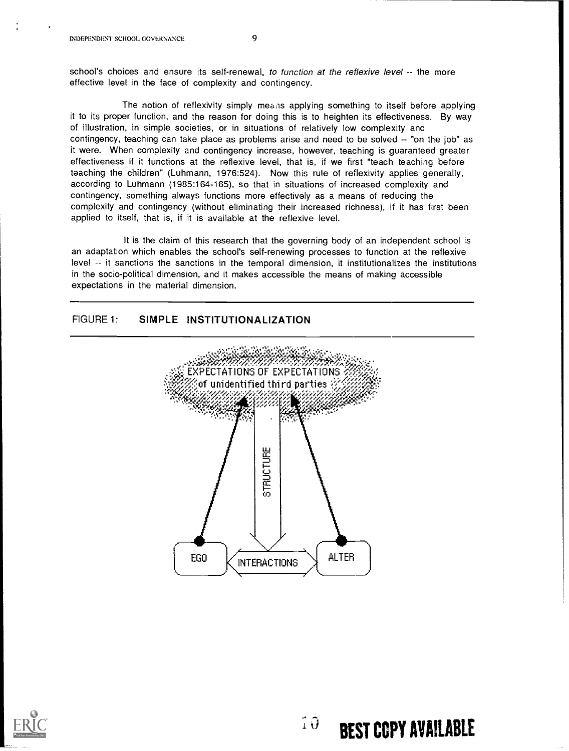school's choices and ensure its self-renewal, *to function at the reflexive level* -- the more effective level in the face of complexity and contingency.

The notion of reflexivity simply means applying something to itself before applying it to its proper function, and the reason for doing this is to heighten its effectiveness. By way of illustration, in simple societies, or in situations of relatively low complexity and contingency, teaching can take place as problems arise and need to be solved -- "on the job" as it were. When complexity and contingency increase, however, teaching is guaranteed greater effectiveness if it functions at the reflexive level, that is, if we first "teach teaching before teaching the children" (Luhmann, 1976:524). Now this rule of reflexivity applies generally, according to Luhmann (1985:164-165), so that in situations of increased complexity and contingency, something always functions more effectively as a means of reducing the complexity and contingency (without eliminating their increased richness), if it has first been applied to itself, that is, if it is available at the reflexive level.

It is the claim of this research that the governing body of an independent school is an adaptation which enables the school's self-renewing processes to function at the reflexive level -- it sanctions the sanctions in the temporal dimension, it institutionalizes the institutions in the socio-political dimension, and it makes accessible the means of making accessible expectations in the material dimension.

FIGURE 1: **SIMPLE INSTITUTIONALIZATION**

EXPECTATIONS OF EXPECTATIONS
of unidentified third parties
STRUCTURE
EGO
INTERACTIONS
ALTER

BEST COPY AVAILABLE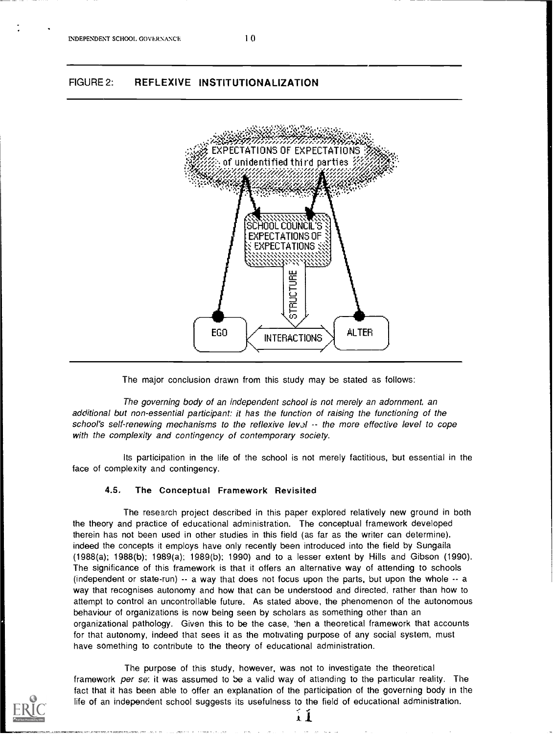FIGURE 2: **REFLEXIVE INSTITUTIONALIZATION**

EXPECTATIONS OF EXPECTATIONS of unidentified third parties

SCHOOL COUNCIL'S EXPECTATIONS OF EXPECTATIONS

STRUCTURE

EGO

INTERACTIONS

ALTER

The major conclusion drawn from this study may be stated as follows:

*The governing body of an independent school is not merely an adornment, an additional but non-essential participant: it has the function of raising the functioning of the school's self-renewing mechanisms to the reflexive level -- the more effective level to cope with the complexity and contingency of contemporary society.*

Its participation in the life of the school is not merely factitious, but essential in the face of complexity and contingency.

### 4.5. The Conceptual Framework Revisited

The research project described in this paper explored relatively new ground in both the theory and practice of educational administration. The conceptual framework developed therein has not been used in other studies in this field (as far as the writer can determine), indeed the concepts it employs have only recently been introduced into the field by Sungaila (1988(a); 1988(b); 1989(a); 1989(b); 1990) and to a lesser extent by Hills and Gibson (1990). The significance of this framework is that it offers an alternative way of attending to schools (independent or state-run) -- a way that does not focus upon the parts, but upon the whole -- a way that recognises autonomy and how that can be understood and directed, rather than how to attempt to control an uncontrollable future. As stated above, the phenomenon of the autonomous behaviour of organizations is now being seen by scholars as something other than an organizational pathology. Given this to be the case, then a theoretical framework that accounts for that autonomy, indeed that sees it as the motivating purpose of any social system, must have something to contribute to the theory of educational administration.

The purpose of this study, however, was not to investigate the theoretical framework *per se*: it was assumed to be a valid way of attending to the particular reality. The fact that it has been able to offer an explanation of the participation of the governing body in the life of an independent school suggests its usefulness to the field of educational administration.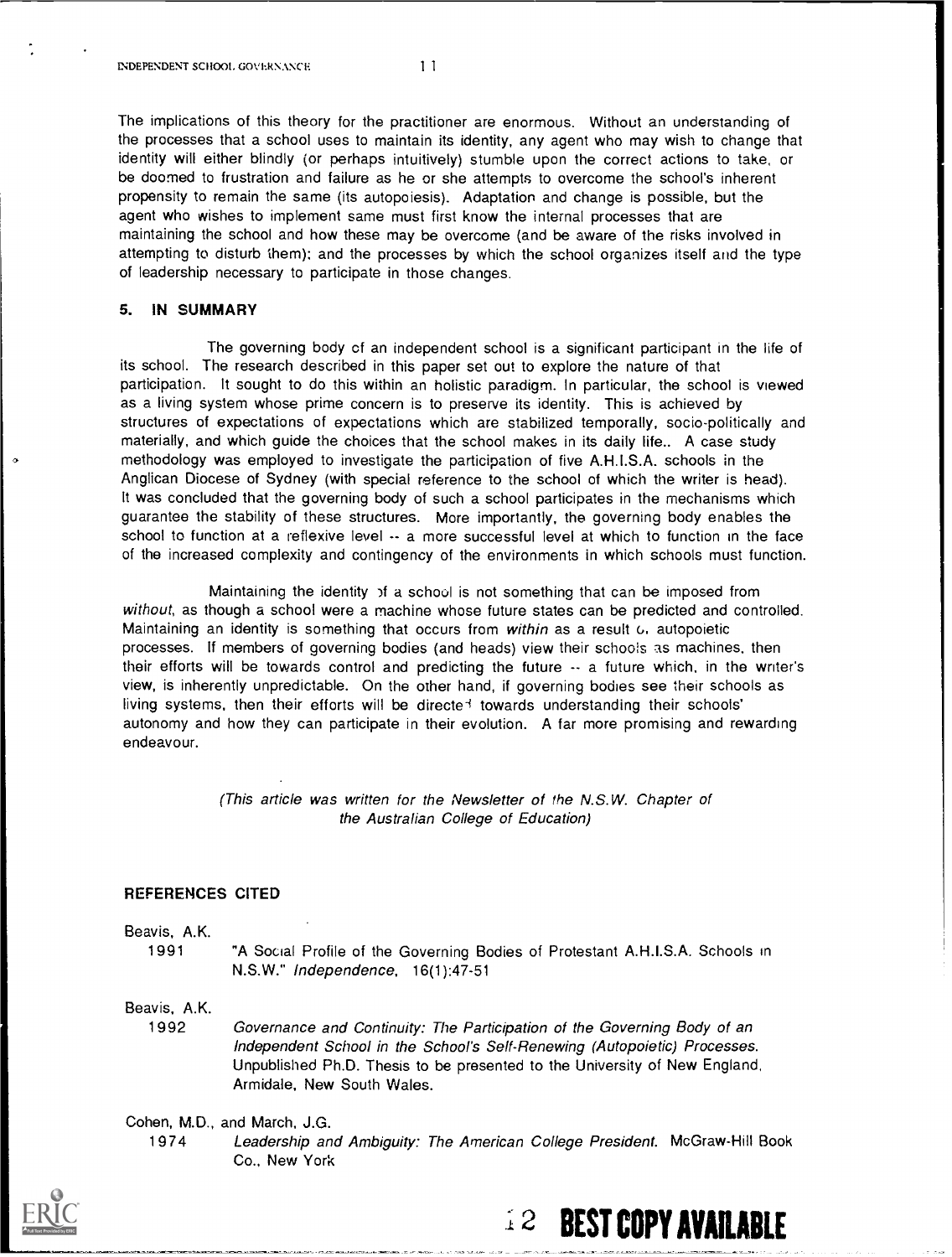The implications of this theory for the practitioner are enormous. Without an understanding of the processes that a school uses to maintain its identity, any agent who may wish to change that identity will either blindly (or perhaps intuitively) stumble upon the correct actions to take, or be doomed to frustration and failure as he or she attempts to overcome the school's inherent propensity to remain the same (its autopoiesis). Adaptation and change is possible, but the agent who wishes to implement same must first know the internal processes that are maintaining the school and how these may be overcome (and be aware of the risks involved in attempting to disturb them); and the processes by which the school organizes itself and the type of leadership necessary to participate in those changes.

## 5. IN SUMMARY

The governing body of an independent school is a significant participant in the life of its school. The research described in this paper set out to explore the nature of that participation. It sought to do this within an holistic paradigm. In particular, the school is viewed as a living system whose prime concern is to preserve its identity. This is achieved by structures of expectations of expectations which are stabilized temporally, socio-politically and materially, and which guide the choices that the school makes in its daily life.. A case study methodology was employed to investigate the participation of five A.H.I.S.A. schools in the Anglican Diocese of Sydney (with special reference to the school of which the writer is head). It was concluded that the governing body of such a school participates in the mechanisms which guarantee the stability of these structures. More importantly, the governing body enables the school to function at a reflexive level -- a more successful level at which to function in the face of the increased complexity and contingency of the environments in which schools must function.

Maintaining the identity of a school is not something that can be imposed from *without*, as though a school were a machine whose future states can be predicted and controlled. Maintaining an identity is something that occurs from *within* as a result of autopoietic processes. If members of governing bodies (and heads) view their schools as machines, then their efforts will be towards control and predicting the future -- a future which, in the writer's view, is inherently unpredictable. On the other hand, if governing bodies see their schools as living systems, then their efforts will be directed towards understanding their schools' autonomy and how they can participate in their evolution. A far more promising and rewarding endeavour.

*(This article was written for the Newsletter of the N.S.W. Chapter of the Australian College of Education)*

## REFERENCES CITED

Beavis, A.K.
1991 "A Social Profile of the Governing Bodies of Protestant A.H.I.S.A. Schools in N.S.W." *Independence*, 16(1):47-51

Beavis, A.K.
1992 *Governance and Continuity: The Participation of the Governing Body of an Independent School in the School's Self-Renewing (Autopoietic) Processes.* Unpublished Ph.D. Thesis to be presented to the University of New England, Armidale, New South Wales.

Cohen, M.D., and March, J.G.
1974 *Leadership and Ambiguity: The American College President.* McGraw-Hill Book Co., New York

BEST COPY AVAILABLE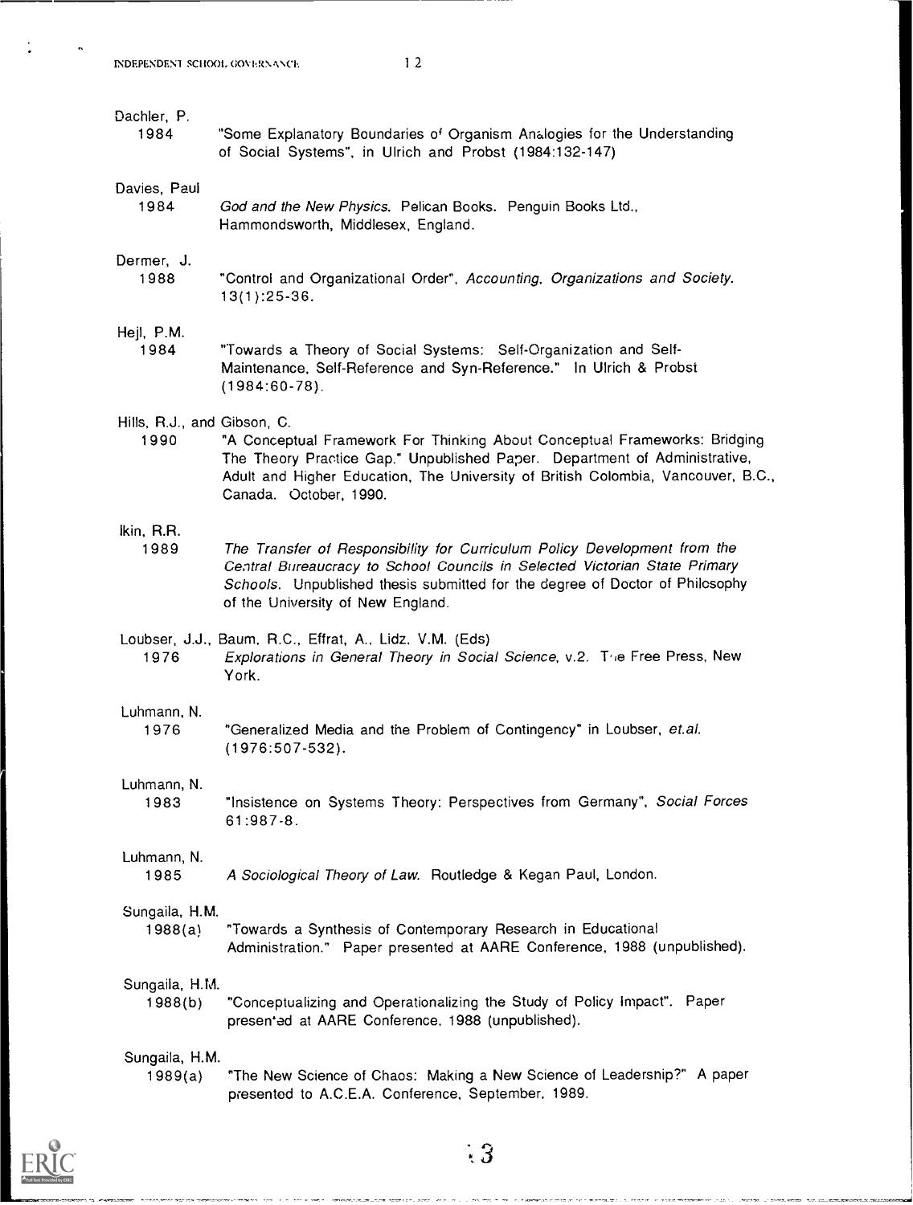Dachler, P.
1984 "Some Explanatory Boundaries of Organism Analogies for the Understanding of Social Systems", in Ulrich and Probst (1984:132-147)

Davies, Paul
1984 *God and the New Physics*. Pelican Books. Penguin Books Ltd., Hammondsworth, Middlesex, England.

Dermer, J.
1988 "Control and Organizational Order", *Accounting, Organizations and Society*. 13(1):25-36.

Hejl, P.M.
1984 "Towards a Theory of Social Systems: Self-Organization and Self-Maintenance, Self-Reference and Syn-Reference." In Ulrich & Probst (1984:60-78).

Hills, R.J., and Gibson, C.
1990 "A Conceptual Framework For Thinking About Conceptual Frameworks: Bridging The Theory Practice Gap." Unpublished Paper. Department of Administrative, Adult and Higher Education, The University of British Colombia, Vancouver, B.C., Canada. October, 1990.

Ikin, R.R.
1989 *The Transfer of Responsibility for Curriculum Policy Development from the Central Bureaucracy to School Councils in Selected Victorian State Primary Schools*. Unpublished thesis submitted for the degree of Doctor of Philosophy of the University of New England.

Loubser, J.J., Baum, R.C., Effrat, A., Lidz, V.M. (Eds)
1976 *Explorations in General Theory in Social Science*, v.2. The Free Press, New York.

Luhmann, N.
1976 "Generalized Media and the Problem of Contingency" in Loubser, *et.al.* (1976:507-532).

Luhmann, N.
1983 "Insistence on Systems Theory: Perspectives from Germany", *Social Forces* 61:987-8.

Luhmann, N.
1985 *A Sociological Theory of Law*. Routledge & Kegan Paul, London.

Sungaila, H.M.
1988(a) "Towards a Synthesis of Contemporary Research in Educational Administration." Paper presented at AARE Conference, 1988 (unpublished).

Sungaila, H.M.
1988(b) "Conceptualizing and Operationalizing the Study of Policy Impact". Paper presented at AARE Conference, 1988 (unpublished).

Sungaila, H.M.
1989(a) "The New Science of Chaos: Making a New Science of Leadership?" A paper presented to A.C.E.A. Conference, September, 1989.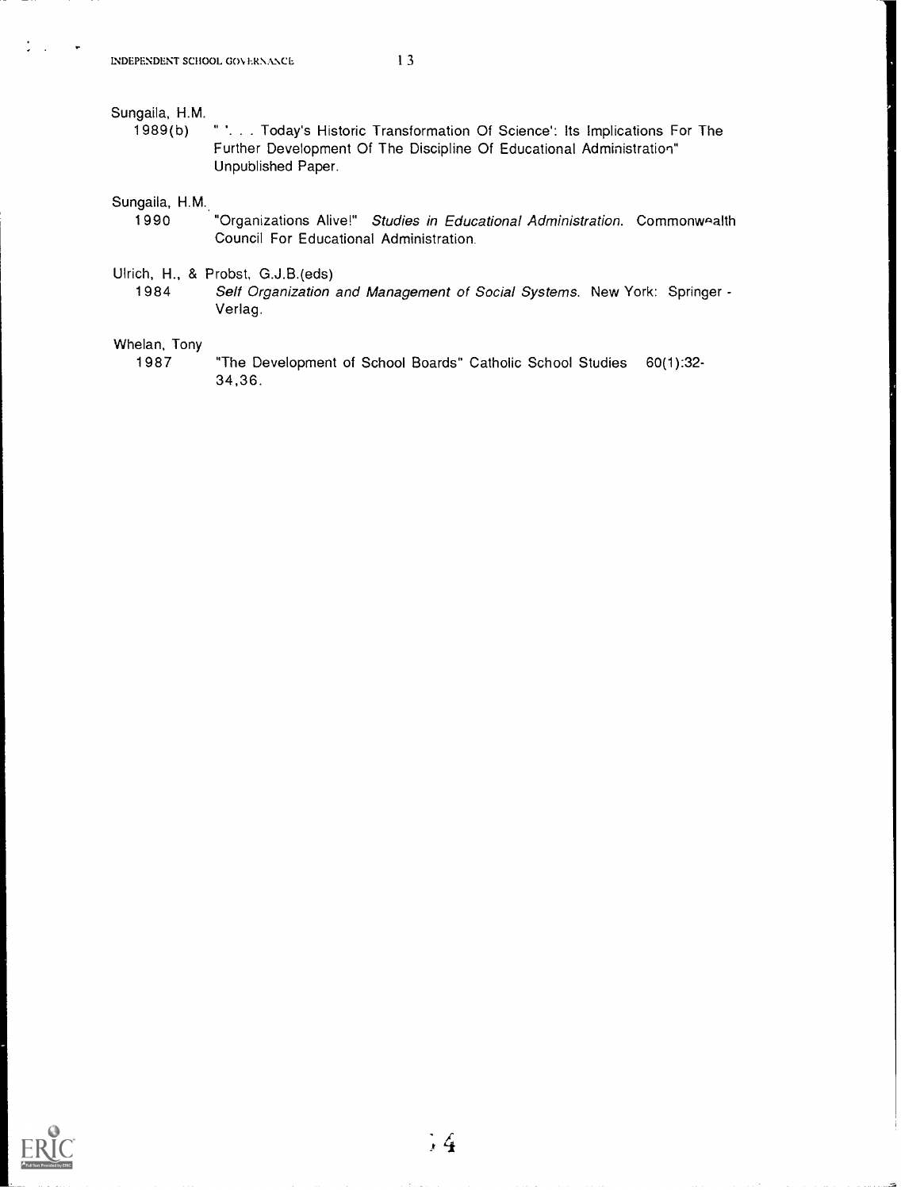Sungaila, H.M.

1989(b) " '. . . Today's Historic Transformation Of Science': Its Implications For The Further Development Of The Discipline Of Educational Administration" Unpublished Paper.

Sungaila, H.M.

1990 "Organizations Alive!" *Studies in Educational Administration*. Commonwealth Council For Educational Administration.

Ulrich, H., & Probst, G.J.B.(eds)

1984 *Self Organization and Management of Social Systems*. New York: Springer - Verlag.

Whelan, Tony

1987 "The Development of School Boards" Catholic School Studies 60(1):32-34,36.